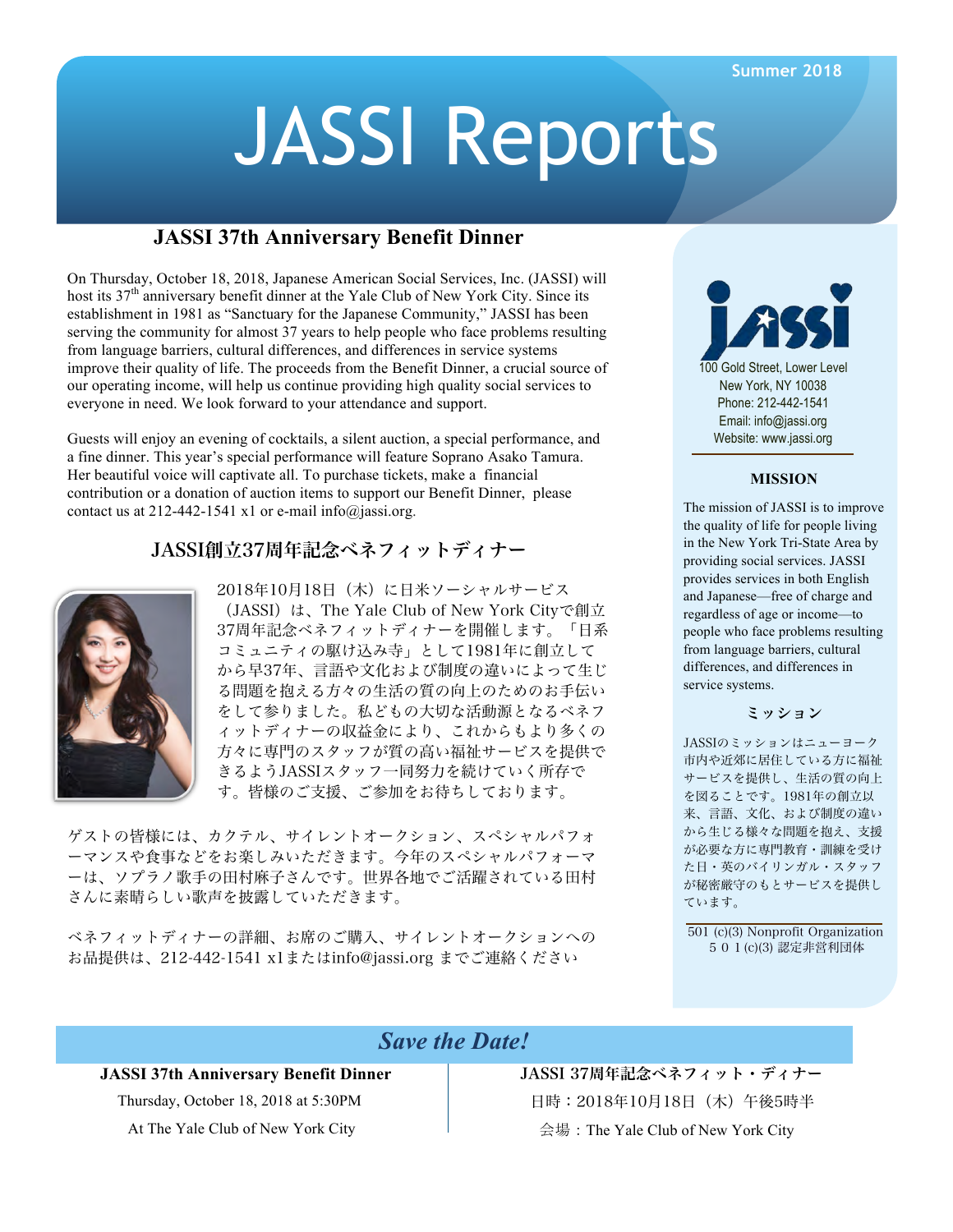Summer 2018

# JASSI Reports

## JASSI 37th Anniversary Benefit Dinner

On Thursday, October 18, 2018, Japanese American Social Services, Inc. (JASSI) will host its 37th anniversary benefit dinner at the Yale Club of New York City. Since its establishment in 1981 as "Sanctuary for the Japanese Community," JASSI has been serving the community for almost 37 years to help people who face problems resulting from language barriers, cultural differences, and differences in service systems improve their quality of life. The proceeds from the Benefit Dinner, a crucial source of our operating income, will help us continue providing high quality social services to everyone in need. We look forward to your attendance and support.

Guests will enjoy an evening of cocktails, a silent auction, a special performance, and a fine dinner. This year's special performance will feature Soprano Asako Tamura. Her beautiful voice will captivate all. To purchase tickets, make a financial contribution or a donation of auction items to support our Benefit Dinner, please contact us at 212-442-1541 x1 or e-mail info@jassi.org.

## JASSI創立37周年記念ベネフィットディナー

2018年10月18日（木）に日米ソーシャルサービス（JASSI）は、The Yale Club of New York Cityで創立37周年記念ベネフィットディナーを開催します。「日系コミュニティの駆け込み寺」として1981年に創立してから早37年、言語や文化および制度の違いによって生じる問題を抱える方々の生活の質の向上のためのお手伝いをして参りました。私どもの大切な活動源となるベネフィットディナーの収益金により、これからもより多くの方々に専門のスタッフが質の高い福祉サービスを提供できるようJASSIスタッフ一同努力を続けていく所存です。皆様のご支援、ご参加をお待ちしております。

ゲストの皆様には、カクテル、サイレントオークション、スペシャルパフォーマンスや食事などをお楽しみいただきます。今年のスペシャルパフォーマーは、ソプラノ歌手の田村麻子さんです。世界各地でご活躍されている田村さんに素晴らしい歌声を披露していただきます。

ベネフィットディナーの詳細、お席のご購入、サイレントオークションへのお品提供は、212-442-1541 x1またはinfo@jassi.org までご連絡ください

---

jassi

100 Gold Street, Lower Level
New York, NY 10038
Phone: 212-442-1541
Email: info@jassi.org
Website: www.jassi.org

### MISSION

The mission of JASSI is to improve the quality of life for people living in the New York Tri-State Area by providing social services. JASSI provides services in both English and Japanese—free of charge and regardless of age or income—to people who face problems resulting from language barriers, cultural differences, and differences in service systems.

### ミッション

JASSIのミッションはニューヨーク市内や近郊に居住している方に福祉サービスを提供し、生活の質の向上を図ることです。1981年の創立以来、言語、文化、および制度の違いから生じる様々な問題を抱え、支援が必要な方に専門教育・訓練を受けた日・英のバイリンガル・スタッフが秘密厳守のもとサービスを提供しています。

501 (c)(3) Nonprofit Organization
５０１(c)(3) 認定非営利団体

---

## *Save the Date!*

**JASSI 37th Anniversary Benefit Dinner**
Thursday, October 18, 2018 at 5:30PM
At The Yale Club of New York City

**JASSI 37周年記念ベネフィット・ディナー**
日時：2018年10月18日（木）午後5時半
会場：The Yale Club of New York City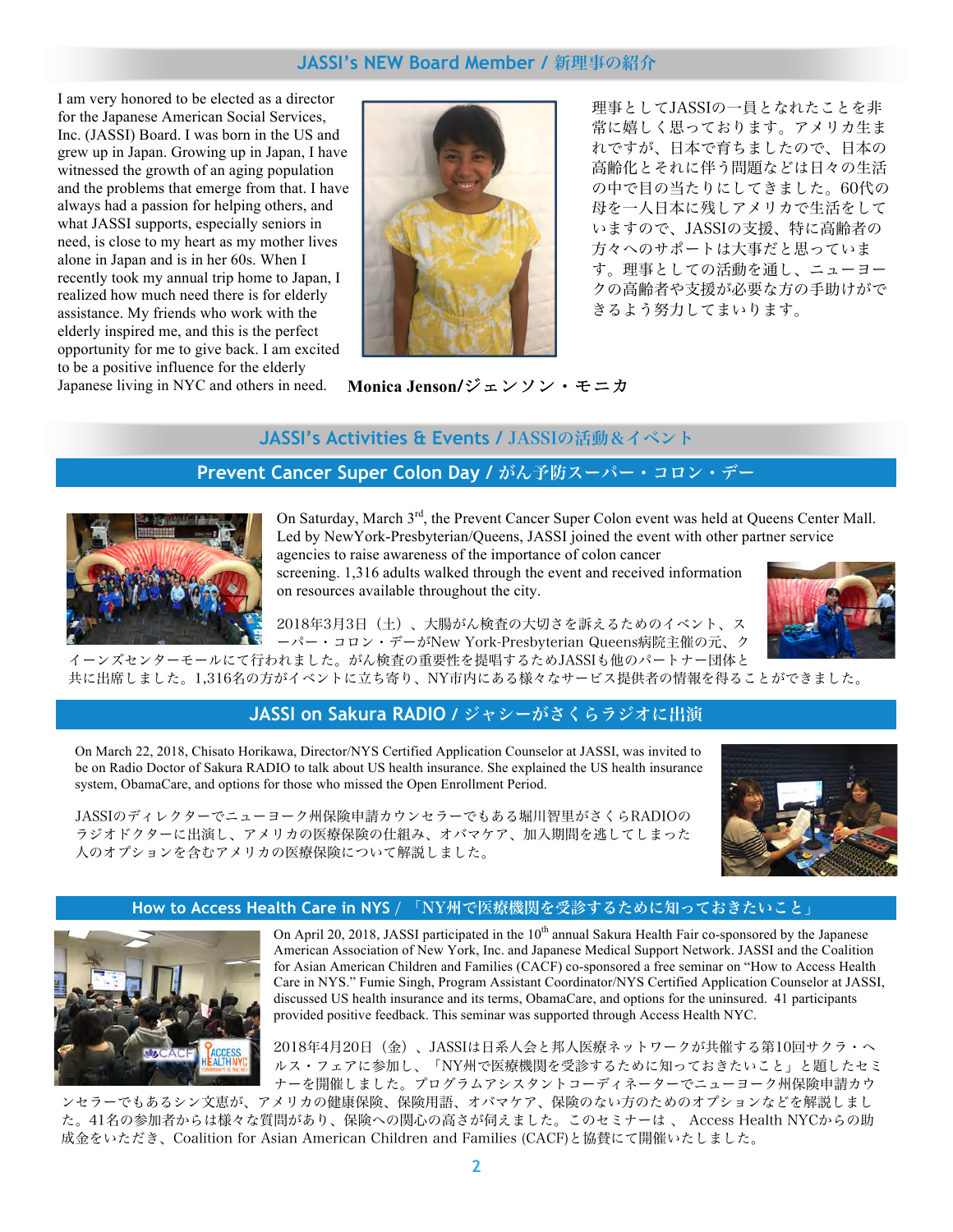## JASSI's NEW Board Member / 新理事の紹介

I am very honored to be elected as a director for the Japanese American Social Services, Inc. (JASSI) Board. I was born in the US and grew up in Japan. Growing up in Japan, I have witnessed the growth of an aging population and the problems that emerge from that. I have always had a passion for helping others, and what JASSI supports, especially seniors in need, is close to my heart as my mother lives alone in Japan and is in her 60s. When I recently took my annual trip home to Japan, I realized how much need there is for elderly assistance. My friends who work with the elderly inspired me, and this is the perfect opportunity for me to give back. I am excited to be a positive influence for the elderly Japanese living in NYC and others in need.

理事としてJASSIの一員となれたことを非常に嬉しく思っております。アメリカ生まれですが、日本で育ちましたので、日本の高齢化とそれに伴う問題などは日々の生活の中で目の当たりにしてきました。60代の母を一人日本に残しアメリカで生活をしていますので、JASSIの支援、特に高齢者の方々へのサポートは大事だと思っています。理事としての活動を通し、ニューヨークの高齢者や支援が必要な方の手助けができるよう努力してまいります。

**Monica Jenson/ジェンソン・モニカ**

## JASSI's Activities & Events / JASSIの活動＆イベント

### Prevent Cancer Super Colon Day / がん予防スーパー・コロン・デー

On Saturday, March 3rd, the Prevent Cancer Super Colon event was held at Queens Center Mall. Led by NewYork-Presbyterian/Queens, JASSI joined the event with other partner service agencies to raise awareness of the importance of colon cancer screening. 1,316 adults walked through the event and received information on resources available throughout the city.

2018年3月3日（土）、大腸がん検査の大切さを訴えるためのイベント、スーパー・コロン・デーがNew York-Presbyterian Queens病院主催の元、クイーンズセンターモールにて行われました。がん検査の重要性を提唱するためJASSIも他のパートナー団体と共に出席しました。1,316名の方がイベントに立ち寄り、NY市内にある様々なサービス提供者の情報を得ることができました。

### JASSI on Sakura RADIO / ジャシーがさくらラジオに出演

On March 22, 2018, Chisato Horikawa, Director/NYS Certified Application Counselor at JASSI, was invited to be on Radio Doctor of Sakura RADIO to talk about US health insurance. She explained the US health insurance system, ObamaCare, and options for those who missed the Open Enrollment Period.

JASSIのディレクターでニューヨーク州保険申請カウンセラーでもある堀川智里がさくらRADIOのラジオドクターに出演し、アメリカの医療保険の仕組み、オバマケア、加入期間を逃してしまった人のオプションを含むアメリカの医療保険について解説しました。

### How to Access Health Care in NYS / 「NY州で医療機関を受診するために知っておきたいこと」

On April 20, 2018, JASSI participated in the 10th annual Sakura Health Fair co-sponsored by the Japanese American Association of New York, Inc. and Japanese Medical Support Network. JASSI and the Coalition for Asian American Children and Families (CACF) co-sponsored a free seminar on "How to Access Health Care in NYS." Fumie Singh, Program Assistant Coordinator/NYS Certified Application Counselor at JASSI, discussed US health insurance and its terms, ObamaCare, and options for the uninsured. 41 participants provided positive feedback. This seminar was supported through Access Health NYC.

2018年4月20日（金）、JASSIは日系人会と邦人医療ネットワークが共催する第10回サクラ・ヘルス・フェアに参加し、「NY州で医療機関を受診するために知っておきたいこと」と題したセミナーを開催しました。プログラムアシスタントコーディネーターでニューヨーク州保険申請カウンセラーでもあるシン文恵が、アメリカの健康保険、保険用語、オバマケア、保険のない方のためのオプションなどを解説しました。41名の参加者からは様々な質問があり、保険への関心の高さが伺えました。このセミナーは 、Access Health NYCからの助成金をいただき、Coalition for Asian American Children and Families (CACF)と協賛にて開催いたしました。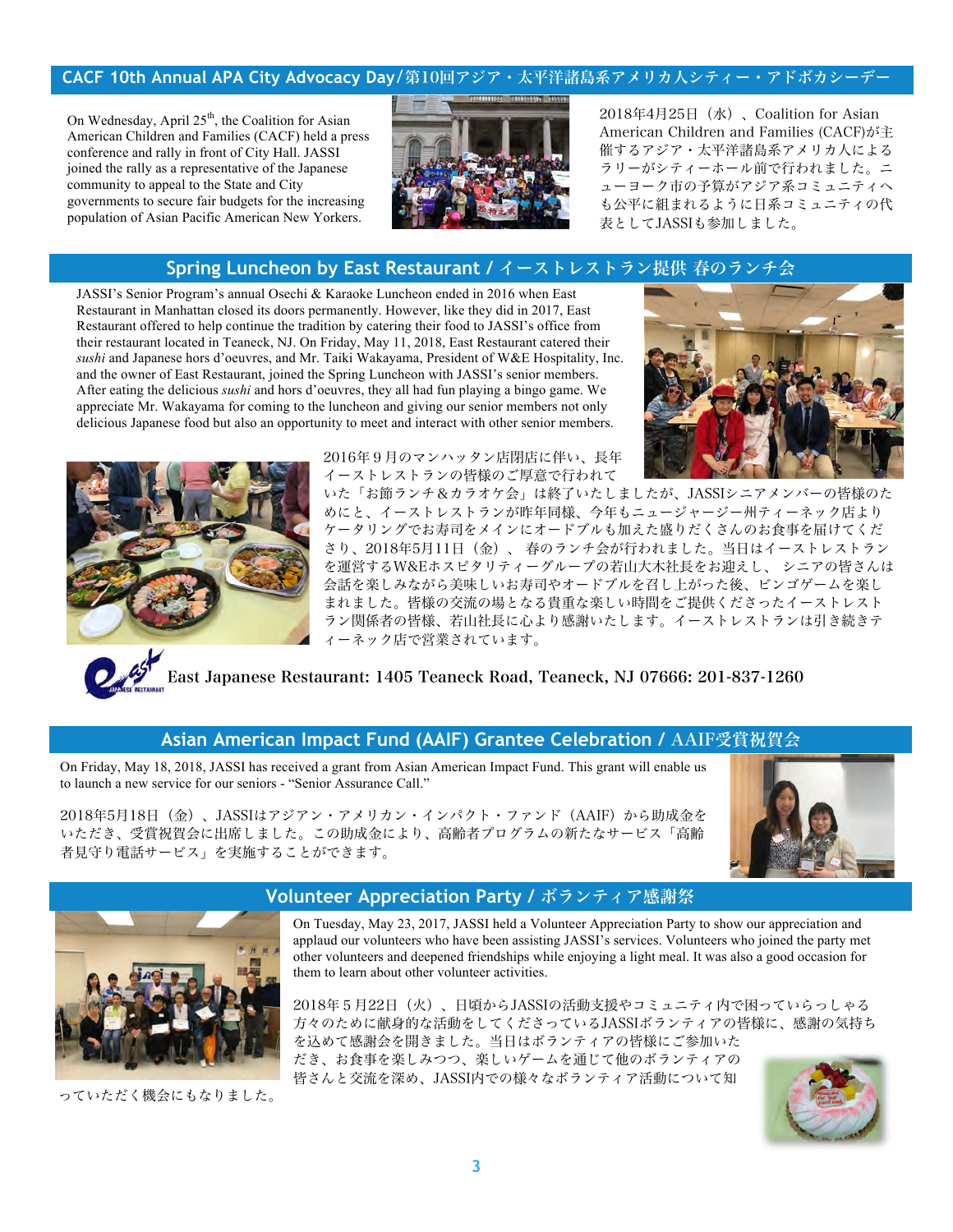## CACF 10th Annual APA City Advocacy Day/第10回アジア・太平洋諸島系アメリカ人シティー・アドボカシーデー

On Wednesday, April 25th, the Coalition for Asian American Children and Families (CACF) held a press conference and rally in front of City Hall. JASSI joined the rally as a representative of the Japanese community to appeal to the State and City governments to secure fair budgets for the increasing population of Asian Pacific American New Yorkers.

2018年4月25日（水）、Coalition for Asian American Children and Families (CACF)が主催するアジア・太平洋諸島系アメリカ人によるラリーがシティーホール前で行われました。ニューヨーク市の予算がアジア系コミュニティへも公平に組まれるように日系コミュニティの代表としてJASSIも参加しました。

## Spring Luncheon by East Restaurant / イーストレストラン提供 春のランチ会

JASSI's Senior Program's annual Osechi & Karaoke Luncheon ended in 2016 when East Restaurant in Manhattan closed its doors permanently. However, like they did in 2017, East Restaurant offered to help continue the tradition by catering their food to JASSI's office from their restaurant located in Teaneck, NJ. On Friday, May 11, 2018, East Restaurant catered their *sushi* and Japanese hors d'oeuvres, and Mr. Taiki Wakayama, President of W&E Hospitality, Inc. and the owner of East Restaurant, joined the Spring Luncheon with JASSI's senior members. After eating the delicious *sushi* and hors d'oeuvres, they all had fun playing a bingo game. We appreciate Mr. Wakayama for coming to the luncheon and giving our senior members not only delicious Japanese food but also an opportunity to meet and interact with other senior members.

2016年９月のマンハッタン店閉店に伴い、長年イーストレストランの皆様のご厚意で行われていた「お節ランチ＆カラオケ会」は終了いたしましたが、JASSIシニアメンバーの皆様のためにと、イーストレストランが昨年同様、今年もニュージャージー州ティーネック店よりケータリングでお寿司をメインにオードブルも加えた盛りだくさんのお食事を届けてくださり、2018年5月11日（金）、春のランチ会が行われました。当日はイーストレストランを運営するW&Eホスピタリティーグループの若山大木社長をお迎えし、 シニアの皆さんは会話を楽しみながら美味しいお寿司やオードブルを召し上がった後、ビンゴゲームを楽しまれました。皆様の交流の場となる貴重な楽しい時間をご提供くださったイーストレストラン関係者の皆様、若山社長に心より感謝いたします。イーストレストランは引き続きティーネック店で営業されています。

East Japanese Restaurant: 1405 Teaneck Road, Teaneck, NJ 07666: 201-837-1260

## Asian American Impact Fund (AAIF) Grantee Celebration / AAIF受賞祝賀会

On Friday, May 18, 2018, JASSI has received a grant from Asian American Impact Fund. This grant will enable us to launch a new service for our seniors - "Senior Assurance Call."

2018年5月18日（金）、JASSIはアジアン・アメリカン・インパクト・ファンド（AAIF）から助成金をいただき、受賞祝賀会に出席しました。この助成金により、高齢者プログラムの新たなサービス「高齢者見守り電話サービス」を実施することができます。

## Volunteer Appreciation Party / ボランティア感謝祭

On Tuesday, May 23, 2017, JASSI held a Volunteer Appreciation Party to show our appreciation and applaud our volunteers who have been assisting JASSI's services. Volunteers who joined the party met other volunteers and deepened friendships while enjoying a light meal. It was also a good occasion for them to learn about other volunteer activities.

2018年５月22日（火）、日頃からJASSIの活動支援やコミュニティ内で困っていらっしゃる方々のために献身的な活動をしてくださっているJASSIボランティアの皆様に、感謝の気持ちを込めて感謝会を開きました。当日はボランティアの皆様にご参加いただき、お食事を楽しみつつ、楽しいゲームを通じて他のボランティアの皆さんと交流を深め、JASSI内での様々なボランティア活動について知っていただく機会にもなりました。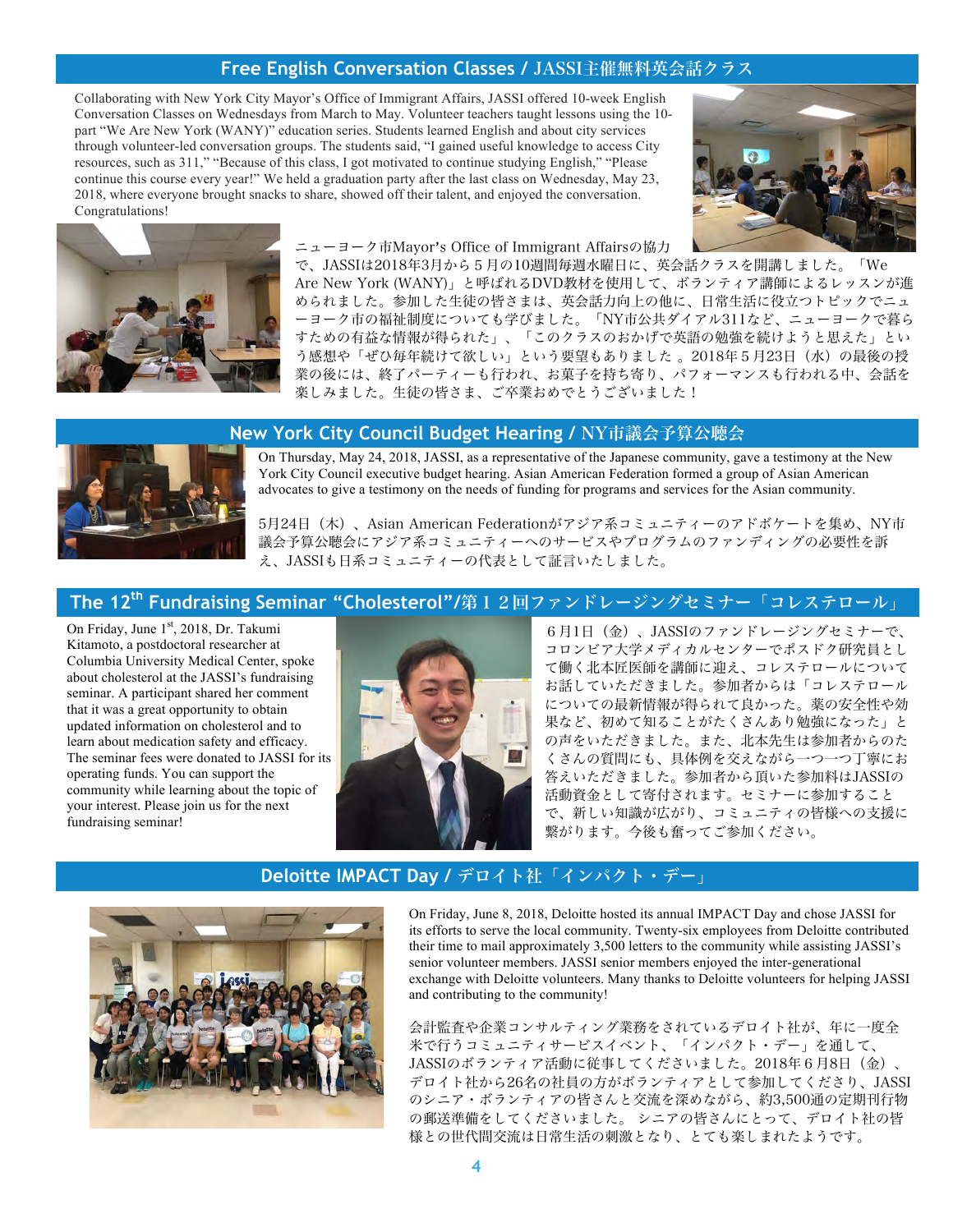## Free English Conversation Classes / JASSI主催無料英会話クラス

Collaborating with New York City Mayor's Office of Immigrant Affairs, JASSI offered 10-week English Conversation Classes on Wednesdays from March to May. Volunteer teachers taught lessons using the 10-part "We Are New York (WANY)" education series. Students learned English and about city services through volunteer-led conversation groups. The students said, "I gained useful knowledge to access City resources, such as 311," "Because of this class, I got motivated to continue studying English," "Please continue this course every year!" We held a graduation party after the last class on Wednesday, May 23, 2018, where everyone brought snacks to share, showed off their talent, and enjoyed the conversation. Congratulations!

ニューヨーク市Mayor's Office of Immigrant Affairsの協力で、JASSIは2018年3月から５月の10週間毎週水曜日に、英会話クラスを開講しました。「We Are New York (WANY)」と呼ばれるDVD教材を使用して、ボランティア講師によるレッスンが進められました。参加した生徒の皆さまは、英会話力向上の他に、日常生活に役立つトピックでニューヨーク市の福祉制度についても学びました。「NY市公共ダイアル311など、ニューヨークで暮らすための有益な情報が得られた」、「このクラスのおかげで英語の勉強を続けようと思えた」という感想や「ぜひ毎年続けて欲しい」という要望もありました 。2018年５月23日（水）の最後の授業の後には、終了パーティーも行われ、お菓子を持ち寄り、パフォーマンスも行われる中、会話を楽しみました。生徒の皆さま、ご卒業おめでとうございました！

## New York City Council Budget Hearing / NY市議会予算公聴会

On Thursday, May 24, 2018, JASSI, as a representative of the Japanese community, gave a testimony at the New York City Council executive budget hearing. Asian American Federation formed a group of Asian American advocates to give a testimony on the needs of funding for programs and services for the Asian community.

5月24日（木）、Asian American Federationがアジア系コミュニティーのアドボケートを集め、NY市議会予算公聴会にアジア系コミュニティーへのサービスやプログラムのファンディングの必要性を訴え、JASSIも日系コミュニティーの代表として証言いたしました。

## The 12th Fundraising Seminar "Cholesterol"/第１２回ファンドレージングセミナー「コレステロール」

On Friday, June 1st, 2018, Dr. Takumi Kitamoto, a postdoctoral researcher at Columbia University Medical Center, spoke about cholesterol at the JASSI's fundraising seminar. A participant shared her comment that it was a great opportunity to obtain updated information on cholesterol and to learn about medication safety and efficacy. The seminar fees were donated to JASSI for its operating funds. You can support the community while learning about the topic of your interest. Please join us for the next fundraising seminar!

６月1日（金）、JASSIのファンドレージングセミナーで、コロンビア大学メディカルセンターでポスドク研究員として働く北本匠医師を講師に迎え、コレステロールについてお話していただきました。参加者からは「コレステロールについての最新情報が得られて良かった。薬の安全性や効果など、初めて知ることがたくさんあり勉強になった」との声をいただきました。また、北本先生は参加者からのたくさんの質問にも、具体例を交えながら一つ一つ丁寧にお答えいただきました。参加者から頂いた参加料はJASSIの活動資金として寄付されます。セミナーに参加することで、新しい知識が広がり、コミュニティの皆様への支援に繋がります。今後も奮ってご参加ください。

## Deloitte IMPACT Day / デロイト社「インパクト・デー」

On Friday, June 8, 2018, Deloitte hosted its annual IMPACT Day and chose JASSI for its efforts to serve the local community. Twenty-six employees from Deloitte contributed their time to mail approximately 3,500 letters to the community while assisting JASSI's senior volunteer members. JASSI senior members enjoyed the inter-generational exchange with Deloitte volunteers. Many thanks to Deloitte volunteers for helping JASSI and contributing to the community!

会計監査や企業コンサルティング業務をされているデロイト社が、年に一度全米で行うコミュニティサービスイベント、「インパクト・デー」を通して、JASSIのボランティア活動に従事してくださいました。2018年６月8日（金）、デロイト社から26名の社員の方がボランティアとして参加してくださり、JASSIのシニア・ボランティアの皆さんと交流を深めながら、約3,500通の定期刊行物の郵送準備をしてくださいました。 シニアの皆さんにとって、デロイト社の皆様との世代間交流は日常生活の刺激となり、とても楽しまれたようです。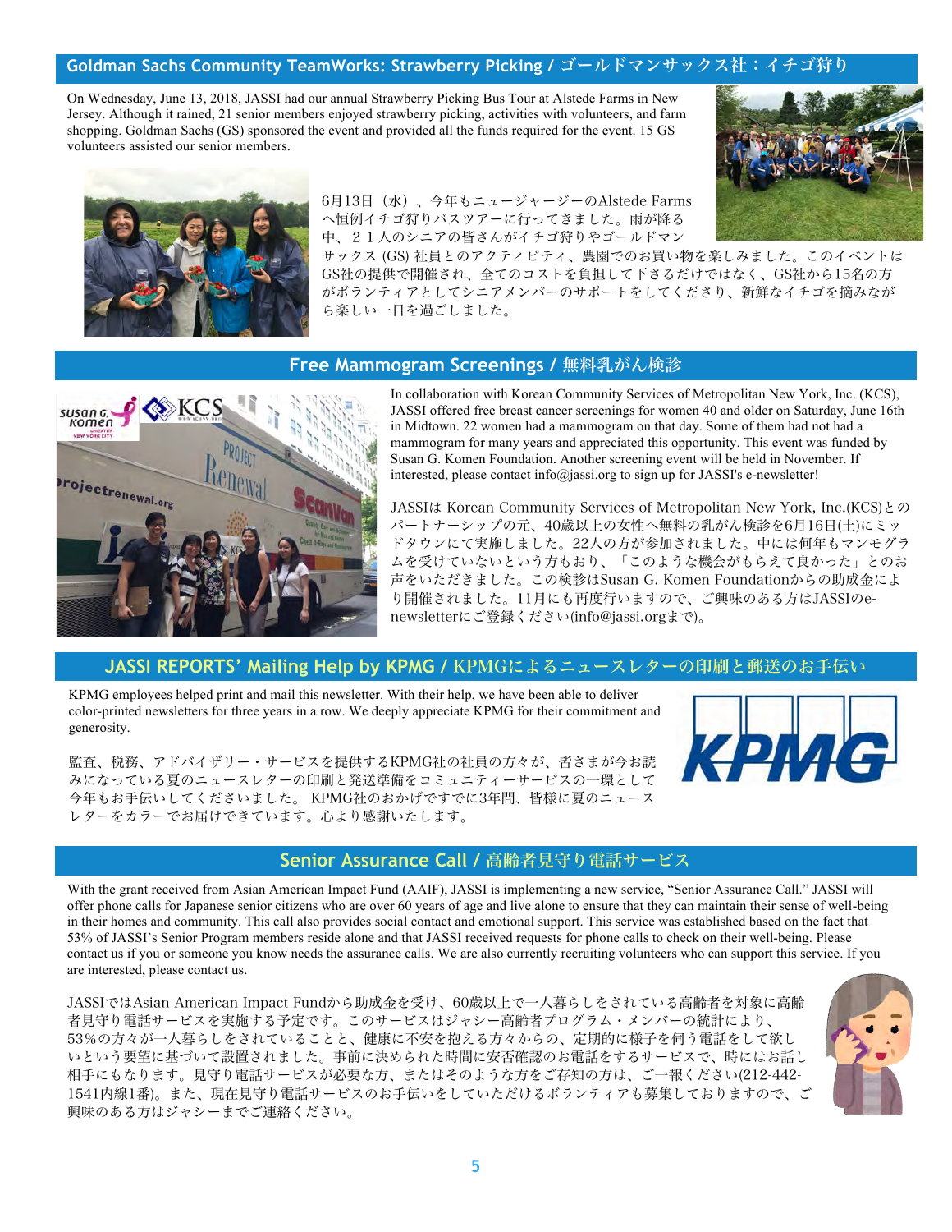## Goldman Sachs Community TeamWorks: Strawberry Picking / ゴールドマンサックス社：イチゴ狩り

On Wednesday, June 13, 2018, JASSI had our annual Strawberry Picking Bus Tour at Alstede Farms in New Jersey. Although it rained, 21 senior members enjoyed strawberry picking, activities with volunteers, and farm shopping. Goldman Sachs (GS) sponsored the event and provided all the funds required for the event. 15 GS volunteers assisted our senior members.

6月13日（水）、今年もニュージャージーのAlstede Farmsへ恒例イチゴ狩りバスツアーに行ってきました。雨が降る中、２１人のシニアの皆さんがイチゴ狩りやゴールドマンサックス (GS) 社員とのアクティビティ、農園でのお買い物を楽しみました。このイベントはGS社の提供で開催され、全てのコストを負担して下さるだけではなく、GS社から15名の方がボランティアとしてシニアメンバーのサポートをしてくださり、新鮮なイチゴを摘みながら楽しい一日を過ごしました。

## Free Mammogram Screenings / 無料乳がん検診

In collaboration with Korean Community Services of Metropolitan New York, Inc. (KCS), JASSI offered free breast cancer screenings for women 40 and older on Saturday, June 16th in Midtown. 22 women had a mammogram on that day. Some of them had not had a mammogram for many years and appreciated this opportunity. This event was funded by Susan G. Komen Foundation. Another screening event will be held in November. If interested, please contact info@jassi.org to sign up for JASSI's e-newsletter!

JASSIは Korean Community Services of Metropolitan New York, Inc.(KCS)とのパートナーシップの元、40歳以上の女性へ無料の乳がん検診を6月16日(土)にミッドタウンにて実施しました。22人の方が参加されました。中には何年もマンモグラムを受けていないという方もおり、「このような機会がもらえて良かった」とのお声をいただきました。この検診はSusan G. Komen Foundationからの助成金により開催されました。11月にも再度行いますので、ご興味のある方はJASSIのe-newsletterにご登録ください(info@jassi.orgまで)。

## JASSI REPORTS' Mailing Help by KPMG / KPMGによるニュースレターの印刷と郵送のお手伝い

KPMG employees helped print and mail this newsletter. With their help, we have been able to deliver color-printed newsletters for three years in a row. We deeply appreciate KPMG for their commitment and generosity.

監査、税務、アドバイザリー・サービスを提供するKPMG社の社員の方々が、皆さまが今お読みになっている夏のニュースレターの印刷と発送準備をコミュニティーサービスの一環として今年もお手伝いしてくださいました。 KPMG社のおかげですでに3年間、皆様に夏のニュースレターをカラーでお届けできています。心より感謝いたします。

## Senior Assurance Call / 高齢者見守り電話サービス

With the grant received from Asian American Impact Fund (AAIF), JASSI is implementing a new service, "Senior Assurance Call." JASSI will offer phone calls for Japanese senior citizens who are over 60 years of age and live alone to ensure that they can maintain their sense of well-being in their homes and community. This call also provides social contact and emotional support. This service was established based on the fact that 53% of JASSI's Senior Program members reside alone and that JASSI received requests for phone calls to check on their well-being. Please contact us if you or someone you know needs the assurance calls. We are also currently recruiting volunteers who can support this service. If you are interested, please contact us.

JASSIではAsian American Impact Fundから助成金を受け、60歳以上で一人暮らしをされている高齢者を対象に高齢者見守り電話サービスを実施する予定です。このサービスはジャシー高齢者プログラム・メンバーの統計により、53%の方々が一人暮らしをされていることと、健康に不安を抱える方々からの、定期的に様子を伺う電話をして欲しいという要望に基づいて設置されました。事前に決められた時間に安否確認のお電話をするサービスで、時にはお話し相手にもなります。見守り電話サービスが必要な方、またはそのような方をご存知の方は、ご一報ください(212-442-1541内線1番)。また、現在見守り電話サービスのお手伝いをしていただけるボランティアも募集しておりますので、ご興味のある方はジャシーまでご連絡ください。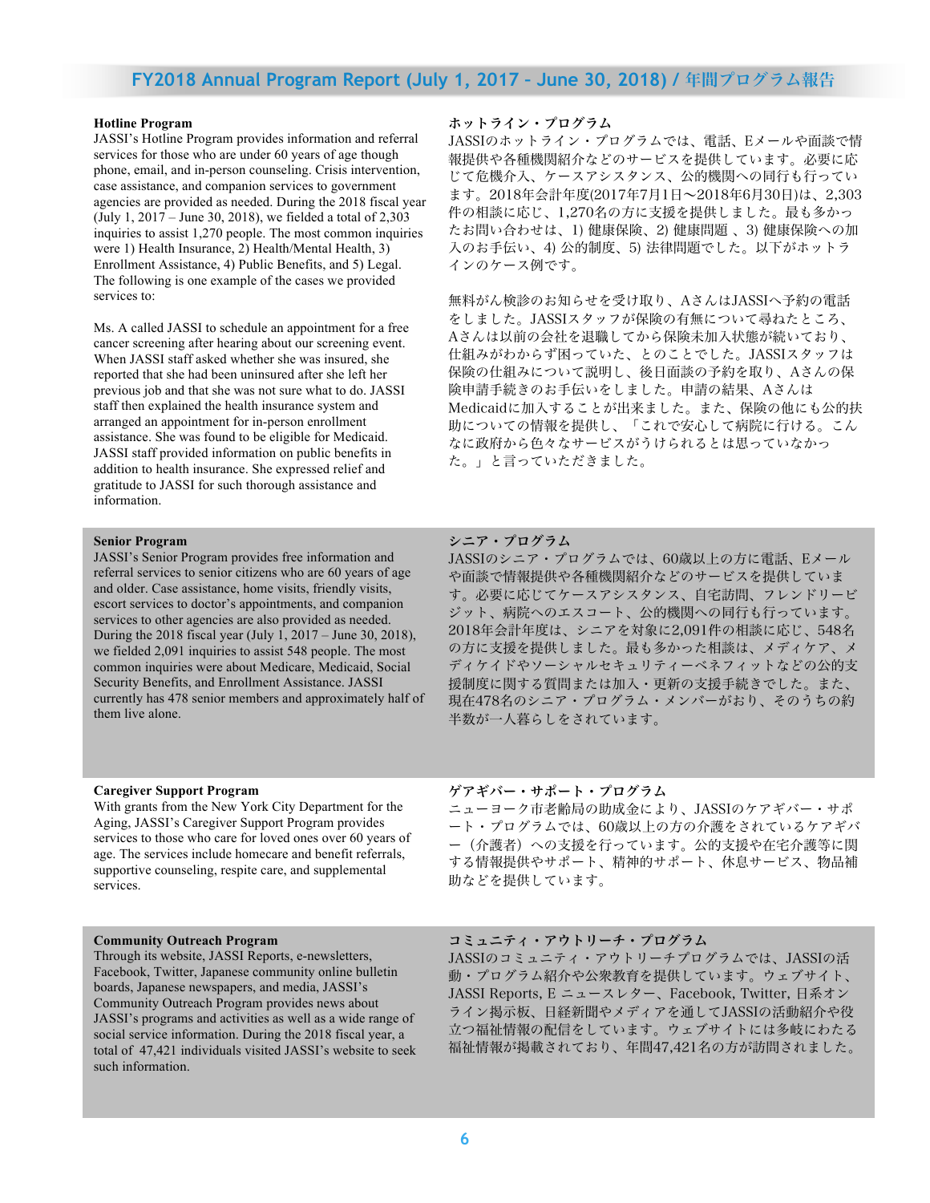## FY2018 Annual Program Report (July 1, 2017 – June 30, 2018) / 年間プログラム報告

**Hotline Program**

JASSI's Hotline Program provides information and referral services for those who are under 60 years of age though phone, email, and in-person counseling. Crisis intervention, case assistance, and companion services to government agencies are provided as needed. During the 2018 fiscal year (July 1, 2017 – June 30, 2018), we fielded a total of 2,303 inquiries to assist 1,270 people. The most common inquiries were 1) Health Insurance, 2) Health/Mental Health, 3) Enrollment Assistance, 4) Public Benefits, and 5) Legal. The following is one example of the cases we provided services to:

Ms. A called JASSI to schedule an appointment for a free cancer screening after hearing about our screening event. When JASSI staff asked whether she was insured, she reported that she had been uninsured after she left her previous job and that she was not sure what to do. JASSI staff then explained the health insurance system and arranged an appointment for in-person enrollment assistance. She was found to be eligible for Medicaid. JASSI staff provided information on public benefits in addition to health insurance. She expressed relief and gratitude to JASSI for such thorough assistance and information.

**ホットライン・プログラム**

JASSIのホットライン・プログラムでは、電話、Eメールや面談で情報提供や各種機関紹介などのサービスを提供しています。必要に応じて危機介入、ケースアシスタンス、公的機関への同行も行っています。2018年会計年度(2017年7月1日〜2018年6月30日)は、2,303件の相談に応じ、1,270名の方に支援を提供しました。最も多かったお問い合わせは、1) 健康保険、2) 健康問題 、3) 健康保険への加入のお手伝い、4) 公的制度、5) 法律問題でした。以下がホットラインのケース例です。

無料がん検診のお知らせを受け取り、AさんはJASSIへ予約の電話をしました。JASSIスタッフが保険の有無について尋ねたところ、Aさんは以前の会社を退職してから保険未加入状態が続いており、仕組みがわからず困っていた、とのことでした。JASSIスタッフは保険の仕組みについて説明し、後日面談の予約を取り、Aさんの保険申請手続きのお手伝いをしました。申請の結果、AさんはMedicaidに加入することが出来ました。また、保険の他にも公的扶助についての情報を提供し、「これで安心して病院に行ける。こんなに政府から色々なサービスがうけられるとは思っていなかった。」と言っていただきました。

**Senior Program**

JASSI's Senior Program provides free information and referral services to senior citizens who are 60 years of age and older. Case assistance, home visits, friendly visits, escort services to doctor's appointments, and companion services to other agencies are also provided as needed. During the 2018 fiscal year (July 1, 2017 – June 30, 2018), we fielded 2,091 inquiries to assist 548 people. The most common inquiries were about Medicare, Medicaid, Social Security Benefits, and Enrollment Assistance. JASSI currently has 478 senior members and approximately half of them live alone.

**シニア・プログラム**

JASSIのシニア・プログラムでは、60歳以上の方に電話、Eメールや面談で情報提供や各種機関紹介などのサービスを提供しています。必要に応じてケースアシスタンス、自宅訪問、フレンドリービジット、病院へのエスコート、公的機関への同行も行っています。2018年会計年度は、シニアを対象に2,091件の相談に応じ、548名の方に支援を提供しました。最も多かった相談は、メディケア、メディケイドやソーシャルセキュリティーベネフィットなどの公的支援制度に関する質問または加入・更新の支援手続きでした。また、現在478名のシニア・プログラム・メンバーがおり、そのうちの約半数が一人暮らしをされています。

**Caregiver Support Program**

With grants from the New York City Department for the Aging, JASSI's Caregiver Support Program provides services to those who care for loved ones over 60 years of age. The services include homecare and benefit referrals, supportive counseling, respite care, and supplemental services.

**ケアギバー・サポート・プログラム**

ニューヨーク市老齢局の助成金により、JASSIのケアギバー・サポート・プログラムでは、60歳以上の方の介護をされているケアギバー（介護者）への支援を行っています。公的支援や在宅介護等に関する情報提供やサポート、精神的サポート、休息サービス、物品補助などを提供しています。

**Community Outreach Program**

Through its website, JASSI Reports, e-newsletters, Facebook, Twitter, Japanese community online bulletin boards, Japanese newspapers, and media, JASSI's Community Outreach Program provides news about JASSI's programs and activities as well as a wide range of social service information. During the 2018 fiscal year, a total of 47,421 individuals visited JASSI's website to seek such information.

**コミュニティ・アウトリーチ・プログラム**

JASSIのコミュニティ・アウトリーチプログラムでは、JASSIの活動・プログラム紹介や公衆教育を提供しています。ウェブサイト、JASSI Reports, E ニュースレター、Facebook, Twitter, 日系オンライン掲示板、日経新聞やメディアを通してJASSIの活動紹介や役立つ福祉情報の配信をしています。ウェブサイトには多岐にわたる福祉情報が掲載されており、年間47,421名の方が訪問されました。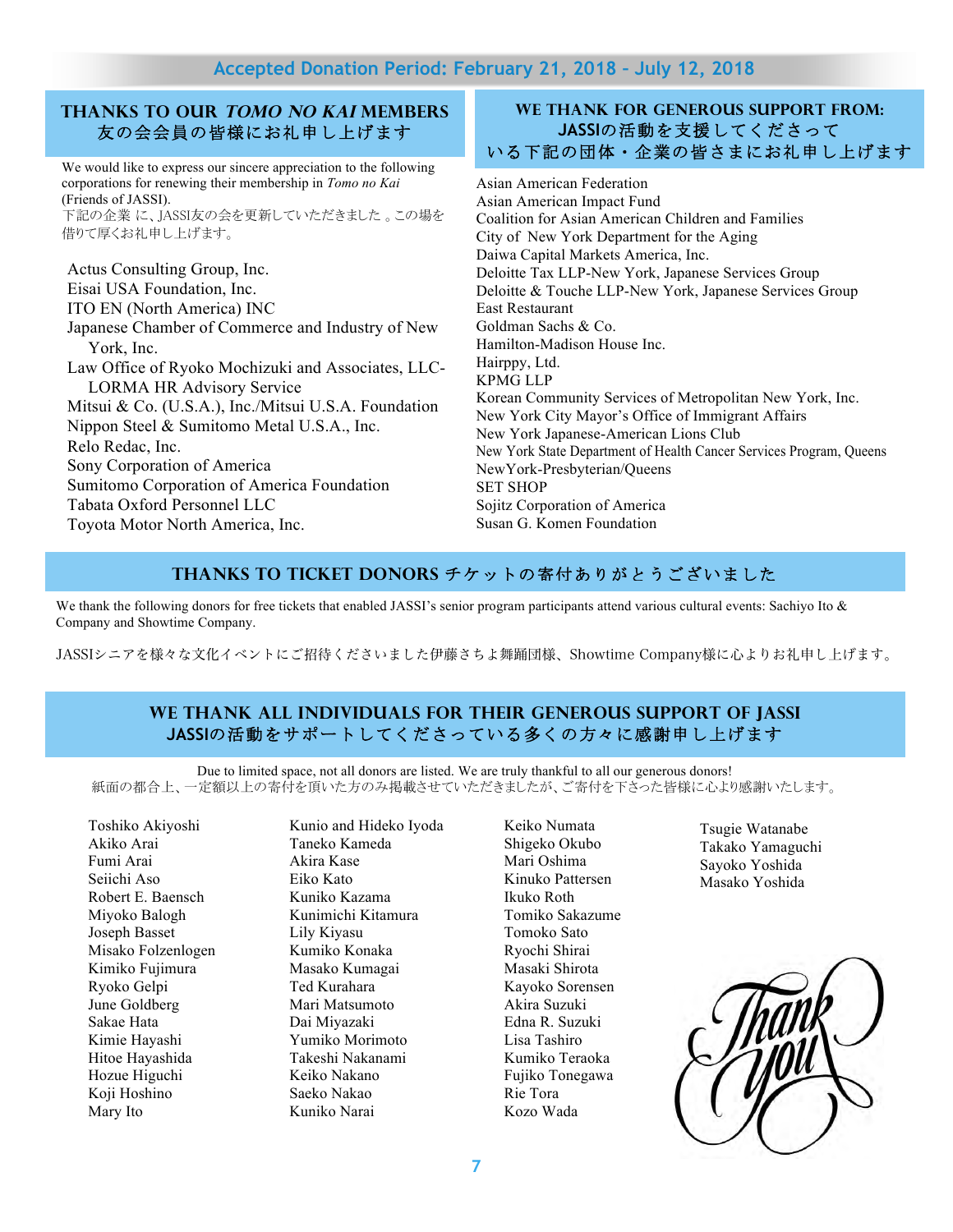**Accepted Donation Period: February 21, 2018 – July 12, 2018**

## THANKS TO OUR *TOMO NO KAI* MEMBERS
## 友の会会員の皆様にお礼申し上げます

We would like to express our sincere appreciation to the following corporations for renewing their membership in *Tomo no Kai* (Friends of JASSI).
下記の企業 に、JASSI友の会を更新していただきました 。この場を借りて厚くお礼申し上げます。

- Actus Consulting Group, Inc.
- Eisai USA Foundation, Inc.
- ITO EN (North America) INC
- Japanese Chamber of Commerce and Industry of New York, Inc.
- Law Office of Ryoko Mochizuki and Associates, LLC-LORMA HR Advisory Service
- Mitsui & Co. (U.S.A.), Inc./Mitsui U.S.A. Foundation
- Nippon Steel & Sumitomo Metal U.S.A., Inc.
- Relo Redac, Inc.
- Sony Corporation of America
- Sumitomo Corporation of America Foundation
- Tabata Oxford Personnel LLC
- Toyota Motor North America, Inc.

## WE THANK FOR GENEROUS SUPPORT FROM:
## JASSIの活動を支援してくださっている下記の団体・企業の皆さまにお礼申し上げます

- Asian American Federation
- Asian American Impact Fund
- Coalition for Asian American Children and Families
- City of New York Department for the Aging
- Daiwa Capital Markets America, Inc.
- Deloitte Tax LLP-New York, Japanese Services Group
- Deloitte & Touche LLP-New York, Japanese Services Group
- East Restaurant
- Goldman Sachs & Co.
- Hamilton-Madison House Inc.
- Hairppy, Ltd.
- KPMG LLP
- Korean Community Services of Metropolitan New York, Inc.
- New York City Mayor's Office of Immigrant Affairs
- New York Japanese-American Lions Club
- New York State Department of Health Cancer Services Program, Queens
- NewYork-Presbyterian/Queens
- SET SHOP
- Sojitz Corporation of America
- Susan G. Komen Foundation

## THANKS TO TICKET DONORS チケットの寄付ありがとうございました

We thank the following donors for free tickets that enabled JASSI's senior program participants attend various cultural events: Sachiyo Ito & Company and Showtime Company.

JASSIシニアを様々な文化イベントにご招待くださいました伊藤さちよ舞踊団様、Showtime Company様に心よりお礼申し上げます。

## WE THANK ALL INDIVIDUALS FOR THEIR GENEROUS SUPPORT OF JASSI
## JASSIの活動をサポートしてくださっている多くの方々に感謝申し上げます

Due to limited space, not all donors are listed. We are truly thankful to all our generous donors!
紙面の都合上、一定額以上の寄付を頂いた方のみ掲載させていただきましたが、ご寄付を下さった皆様に心より感謝いたします。

Toshiko Akiyoshi
Akiko Arai
Fumi Arai
Seiichi Aso
Robert E. Baensch
Miyoko Balogh
Joseph Basset
Misako Folzenlogen
Kimiko Fujimura
Ryoko Gelpi
June Goldberg
Sakae Hata
Kimie Hayashi
Hitoe Hayashida
Hozue Higuchi
Koji Hoshino
Mary Ito
Kunio and Hideko Iyoda
Taneko Kameda
Akira Kase
Eiko Kato
Kuniko Kazama
Kunimichi Kitamura
Lily Kiyasu
Kumiko Konaka
Masako Kumagai
Ted Kurahara
Mari Matsumoto
Dai Miyazaki
Yumiko Morimoto
Takeshi Nakanami
Keiko Nakano
Saeko Nakao
Kuniko Narai
Keiko Numata
Shigeko Okubo
Mari Oshima
Kinuko Pattersen
Ikuko Roth
Tomiko Sakazume
Tomoko Sato
Ryochi Shirai
Masaki Shirota
Kayoko Sorensen
Akira Suzuki
Edna R. Suzuki
Lisa Tashiro
Kumiko Teraoka
Fujiko Tonegawa
Rie Tora
Kozo Wada
Tsugie Watanabe
Takako Yamaguchi
Sayoko Yoshida
Masako Yoshida

Thank you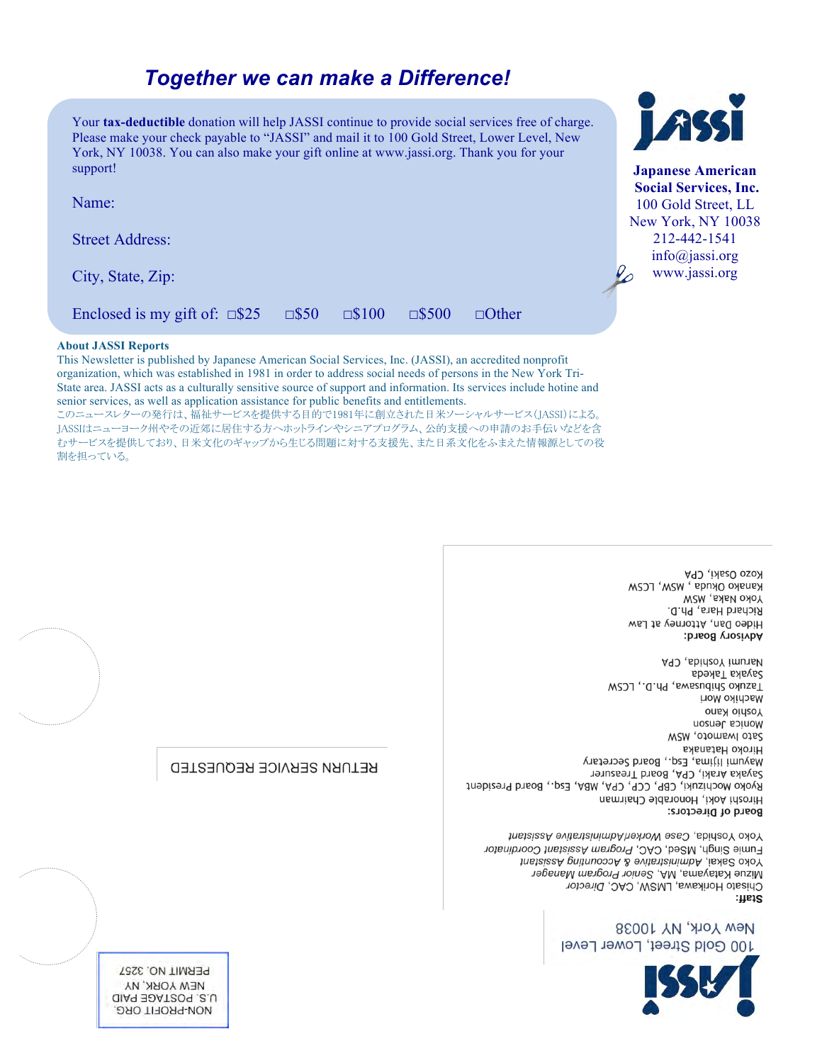## *Together we can make a Difference!*

Your **tax-deductible** donation will help JASSI continue to provide social services free of charge. Please make your check payable to "JASSI" and mail it to 100 Gold Street, Lower Level, New York, NY 10038. You can also make your gift online at www.jassi.org. Thank you for your support!

Name:

Street Address:

City, State, Zip:

Enclosed is my gift of: □$25 □$50 □$100 □$500 □Other

**Japanese American Social Services, Inc.**
100 Gold Street, LL
New York, NY 10038
212-442-1541
info@jassi.org
www.jassi.org

**About JASSI Reports**

This Newsletter is published by Japanese American Social Services, Inc. (JASSI), an accredited nonprofit organization, which was established in 1981 in order to address social needs of persons in the New York Tri-State area. JASSI acts as a culturally sensitive source of support and information. Its services include hotine and senior services, as well as application assistance for public benefits and entitlements.

このニュースレターの発行は、福祉サービスを提供する目的で1981年に創立された日米ソーシャルサービス(JASSI)による。JASSIはニューヨーク州やその近郊に居住する方へホットラインやシニアプログラム、公的支援への申請のお手伝いなどを含むサービスを提供しており、日米文化のギャップから生じる問題に対する支援先、また日系文化をふまえた情報源としての役割を担っている。

JASSI
100 Gold Street, Lower Level
New York, NY 10038

**Staff:**
Chisato Horikawa, LMSW, CAC, *Director*
Mizue Katayama, MA, *Senior Program Manager*
Yoko Sakai, *Administrative & Accounting Assistant*
Fumie Singh, MSed, CAC, *Program Assistant Coordinator*
Yoko Yoshida, *Case Worker/Administrative Assistant*

**Board of Directors:**
Hiroshi Aoki, Honorable Chairman
Ryoko Mochizuki, CBP, CCP, CPA, MBA, Esq., Board President
Sayaka Araki, CPA, Board Treasurer
Mayumi Iijima, Esq., Board Secretary
Hiroko Hatanaka
Sato Iwamoto, MSW
Monica Jenson
Yoshio Kano
Machiko Mori
Tazuko Shibusawa, Ph.D., LCSW
Sayaka Takeda
Narumi Yoshida, CPA

**Advisory Board:**
Hideo Dan, Attorney at Law
Richard Hara, Ph.D.
Yoko Naka, MSW
Kanako Okuda , MSW, LCSW
Kozo Osaki, CPA

RETURN SERVICE REQUESTED

NON-PROFIT ORG.
U.S. POSTAGE PAID
NEW YORK, NY
PERMIT NO. 3257